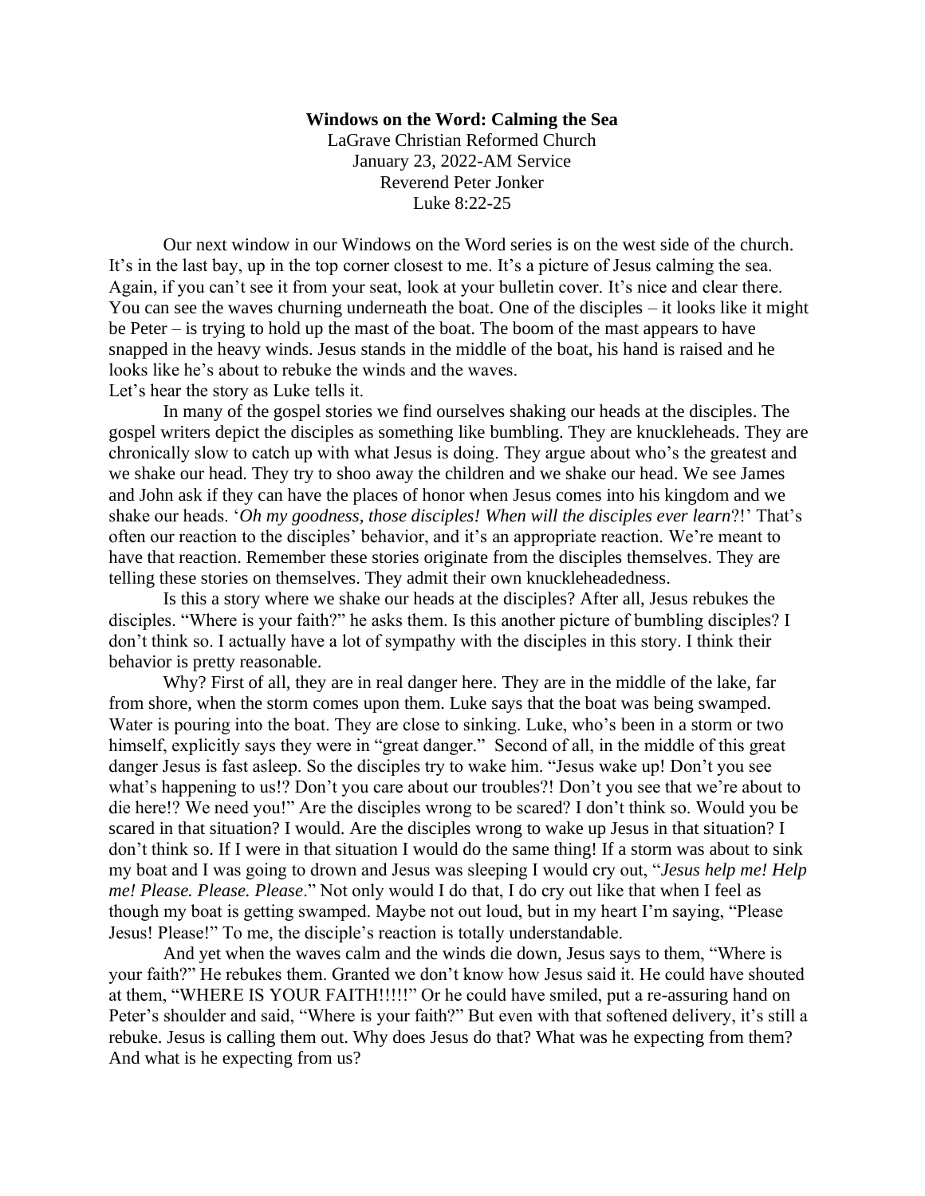**Windows on the Word: Calming the Sea**

LaGrave Christian Reformed Church
January 23, 2022-AM Service
Reverend Peter Jonker
Luke 8:22-25

Our next window in our Windows on the Word series is on the west side of the church. It's in the last bay, up in the top corner closest to me. It's a picture of Jesus calming the sea. Again, if you can't see it from your seat, look at your bulletin cover. It's nice and clear there. You can see the waves churning underneath the boat. One of the disciples – it looks like it might be Peter – is trying to hold up the mast of the boat. The boom of the mast appears to have snapped in the heavy winds. Jesus stands in the middle of the boat, his hand is raised and he looks like he's about to rebuke the winds and the waves.

Let's hear the story as Luke tells it.

In many of the gospel stories we find ourselves shaking our heads at the disciples. The gospel writers depict the disciples as something like bumbling. They are knuckleheads. They are chronically slow to catch up with what Jesus is doing. They argue about who's the greatest and we shake our head. They try to shoo away the children and we shake our head. We see James and John ask if they can have the places of honor when Jesus comes into his kingdom and we shake our heads. '*Oh my goodness, those disciples! When will the disciples ever learn*?!' That's often our reaction to the disciples' behavior, and it's an appropriate reaction. We're meant to have that reaction. Remember these stories originate from the disciples themselves. They are telling these stories on themselves. They admit their own knuckleheadedness.

Is this a story where we shake our heads at the disciples? After all, Jesus rebukes the disciples. "Where is your faith?" he asks them. Is this another picture of bumbling disciples? I don't think so. I actually have a lot of sympathy with the disciples in this story. I think their behavior is pretty reasonable.

Why? First of all, they are in real danger here. They are in the middle of the lake, far from shore, when the storm comes upon them. Luke says that the boat was being swamped. Water is pouring into the boat. They are close to sinking. Luke, who's been in a storm or two himself, explicitly says they were in "great danger." Second of all, in the middle of this great danger Jesus is fast asleep. So the disciples try to wake him. "Jesus wake up! Don't you see what's happening to us!? Don't you care about our troubles?! Don't you see that we're about to die here!? We need you!" Are the disciples wrong to be scared? I don't think so. Would you be scared in that situation? I would. Are the disciples wrong to wake up Jesus in that situation? I don't think so. If I were in that situation I would do the same thing! If a storm was about to sink my boat and I was going to drown and Jesus was sleeping I would cry out, "*Jesus help me! Help me! Please. Please. Please*." Not only would I do that, I do cry out like that when I feel as though my boat is getting swamped. Maybe not out loud, but in my heart I'm saying, "Please Jesus! Please!" To me, the disciple's reaction is totally understandable.

And yet when the waves calm and the winds die down, Jesus says to them, "Where is your faith?" He rebukes them. Granted we don't know how Jesus said it. He could have shouted at them, "WHERE IS YOUR FAITH!!!!!" Or he could have smiled, put a re-assuring hand on Peter's shoulder and said, "Where is your faith?" But even with that softened delivery, it's still a rebuke. Jesus is calling them out. Why does Jesus do that? What was he expecting from them? And what is he expecting from us?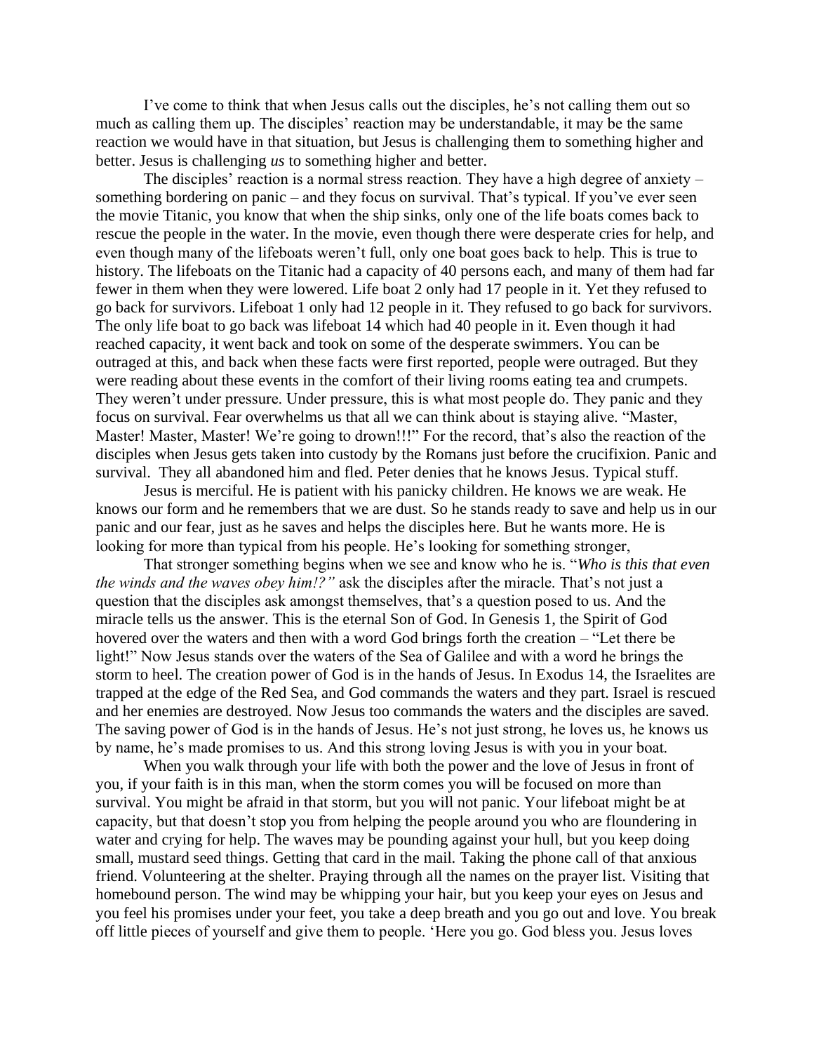I've come to think that when Jesus calls out the disciples, he's not calling them out so much as calling them up. The disciples' reaction may be understandable, it may be the same reaction we would have in that situation, but Jesus is challenging them to something higher and better. Jesus is challenging *us* to something higher and better.

The disciples' reaction is a normal stress reaction. They have a high degree of anxiety – something bordering on panic – and they focus on survival. That's typical. If you've ever seen the movie Titanic, you know that when the ship sinks, only one of the life boats comes back to rescue the people in the water. In the movie, even though there were desperate cries for help, and even though many of the lifeboats weren't full, only one boat goes back to help. This is true to history. The lifeboats on the Titanic had a capacity of 40 persons each, and many of them had far fewer in them when they were lowered. Life boat 2 only had 17 people in it. Yet they refused to go back for survivors. Lifeboat 1 only had 12 people in it. They refused to go back for survivors. The only life boat to go back was lifeboat 14 which had 40 people in it. Even though it had reached capacity, it went back and took on some of the desperate swimmers. You can be outraged at this, and back when these facts were first reported, people were outraged. But they were reading about these events in the comfort of their living rooms eating tea and crumpets. They weren't under pressure. Under pressure, this is what most people do. They panic and they focus on survival. Fear overwhelms us that all we can think about is staying alive. "Master, Master! Master, Master! We're going to drown!!!" For the record, that's also the reaction of the disciples when Jesus gets taken into custody by the Romans just before the crucifixion. Panic and survival. They all abandoned him and fled. Peter denies that he knows Jesus. Typical stuff.

Jesus is merciful. He is patient with his panicky children. He knows we are weak. He knows our form and he remembers that we are dust. So he stands ready to save and help us in our panic and our fear, just as he saves and helps the disciples here. But he wants more. He is looking for more than typical from his people. He's looking for something stronger,

That stronger something begins when we see and know who he is. "*Who is this that even the winds and the waves obey him!?"* ask the disciples after the miracle. That's not just a question that the disciples ask amongst themselves, that's a question posed to us. And the miracle tells us the answer. This is the eternal Son of God. In Genesis 1, the Spirit of God hovered over the waters and then with a word God brings forth the creation – "Let there be light!" Now Jesus stands over the waters of the Sea of Galilee and with a word he brings the storm to heel. The creation power of God is in the hands of Jesus. In Exodus 14, the Israelites are trapped at the edge of the Red Sea, and God commands the waters and they part. Israel is rescued and her enemies are destroyed. Now Jesus too commands the waters and the disciples are saved. The saving power of God is in the hands of Jesus. He's not just strong, he loves us, he knows us by name, he's made promises to us. And this strong loving Jesus is with you in your boat.

When you walk through your life with both the power and the love of Jesus in front of you, if your faith is in this man, when the storm comes you will be focused on more than survival. You might be afraid in that storm, but you will not panic. Your lifeboat might be at capacity, but that doesn't stop you from helping the people around you who are floundering in water and crying for help. The waves may be pounding against your hull, but you keep doing small, mustard seed things. Getting that card in the mail. Taking the phone call of that anxious friend. Volunteering at the shelter. Praying through all the names on the prayer list. Visiting that homebound person. The wind may be whipping your hair, but you keep your eyes on Jesus and you feel his promises under your feet, you take a deep breath and you go out and love. You break off little pieces of yourself and give them to people. 'Here you go. God bless you. Jesus loves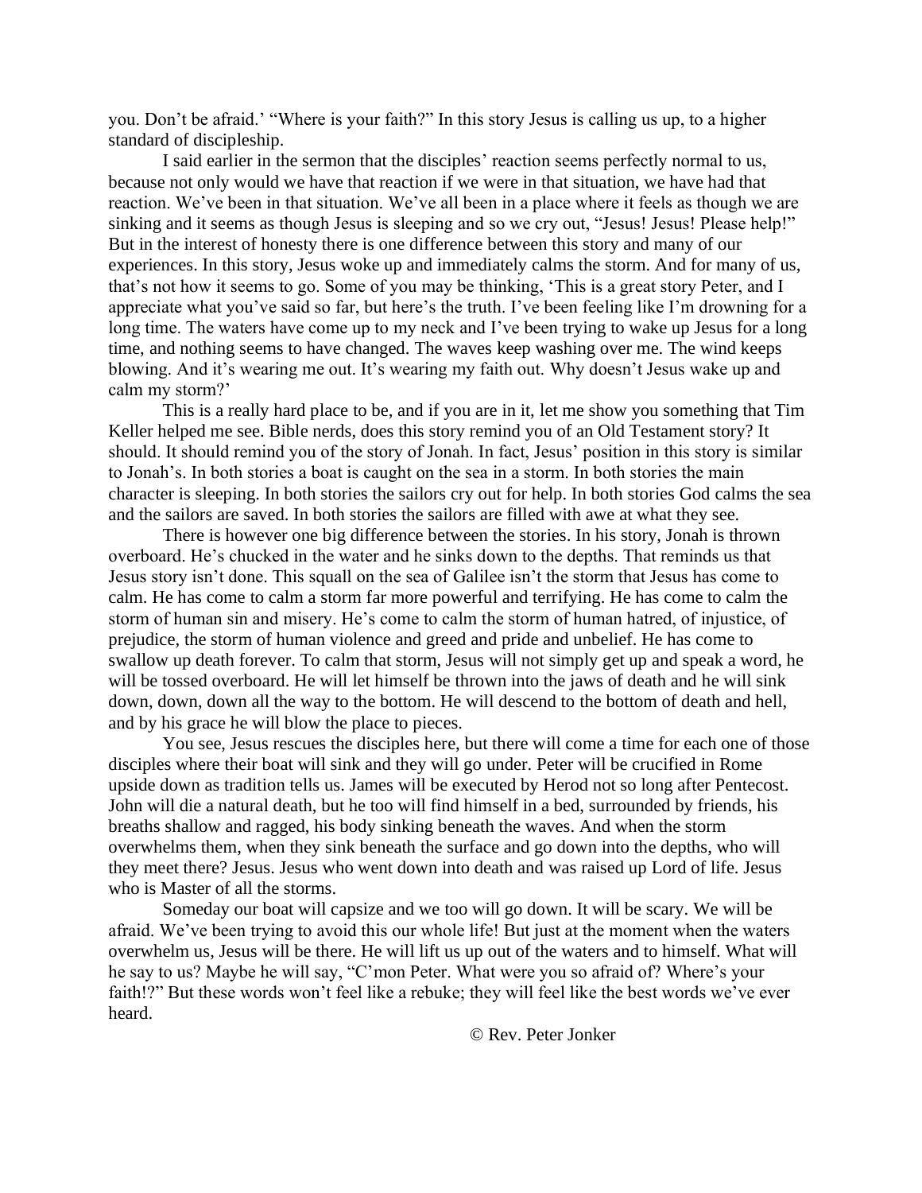you. Don't be afraid.' "Where is your faith?" In this story Jesus is calling us up, to a higher standard of discipleship.

I said earlier in the sermon that the disciples' reaction seems perfectly normal to us, because not only would we have that reaction if we were in that situation, we have had that reaction. We've been in that situation. We've all been in a place where it feels as though we are sinking and it seems as though Jesus is sleeping and so we cry out, "Jesus! Jesus! Please help!" But in the interest of honesty there is one difference between this story and many of our experiences. In this story, Jesus woke up and immediately calms the storm. And for many of us, that's not how it seems to go. Some of you may be thinking, 'This is a great story Peter, and I appreciate what you've said so far, but here's the truth. I've been feeling like I'm drowning for a long time. The waters have come up to my neck and I've been trying to wake up Jesus for a long time, and nothing seems to have changed. The waves keep washing over me. The wind keeps blowing. And it's wearing me out. It's wearing my faith out. Why doesn't Jesus wake up and calm my storm?'

This is a really hard place to be, and if you are in it, let me show you something that Tim Keller helped me see. Bible nerds, does this story remind you of an Old Testament story? It should. It should remind you of the story of Jonah. In fact, Jesus' position in this story is similar to Jonah's. In both stories a boat is caught on the sea in a storm. In both stories the main character is sleeping. In both stories the sailors cry out for help. In both stories God calms the sea and the sailors are saved. In both stories the sailors are filled with awe at what they see.

There is however one big difference between the stories. In his story, Jonah is thrown overboard. He's chucked in the water and he sinks down to the depths. That reminds us that Jesus story isn't done. This squall on the sea of Galilee isn't the storm that Jesus has come to calm. He has come to calm a storm far more powerful and terrifying. He has come to calm the storm of human sin and misery. He's come to calm the storm of human hatred, of injustice, of prejudice, the storm of human violence and greed and pride and unbelief. He has come to swallow up death forever. To calm that storm, Jesus will not simply get up and speak a word, he will be tossed overboard. He will let himself be thrown into the jaws of death and he will sink down, down, down all the way to the bottom. He will descend to the bottom of death and hell, and by his grace he will blow the place to pieces.

You see, Jesus rescues the disciples here, but there will come a time for each one of those disciples where their boat will sink and they will go under. Peter will be crucified in Rome upside down as tradition tells us. James will be executed by Herod not so long after Pentecost. John will die a natural death, but he too will find himself in a bed, surrounded by friends, his breaths shallow and ragged, his body sinking beneath the waves. And when the storm overwhelms them, when they sink beneath the surface and go down into the depths, who will they meet there? Jesus. Jesus who went down into death and was raised up Lord of life. Jesus who is Master of all the storms.

Someday our boat will capsize and we too will go down. It will be scary. We will be afraid. We've been trying to avoid this our whole life! But just at the moment when the waters overwhelm us, Jesus will be there. He will lift us up out of the waters and to himself. What will he say to us? Maybe he will say, "C'mon Peter. What were you so afraid of? Where's your faith!?" But these words won't feel like a rebuke; they will feel like the best words we've ever heard.

© Rev. Peter Jonker